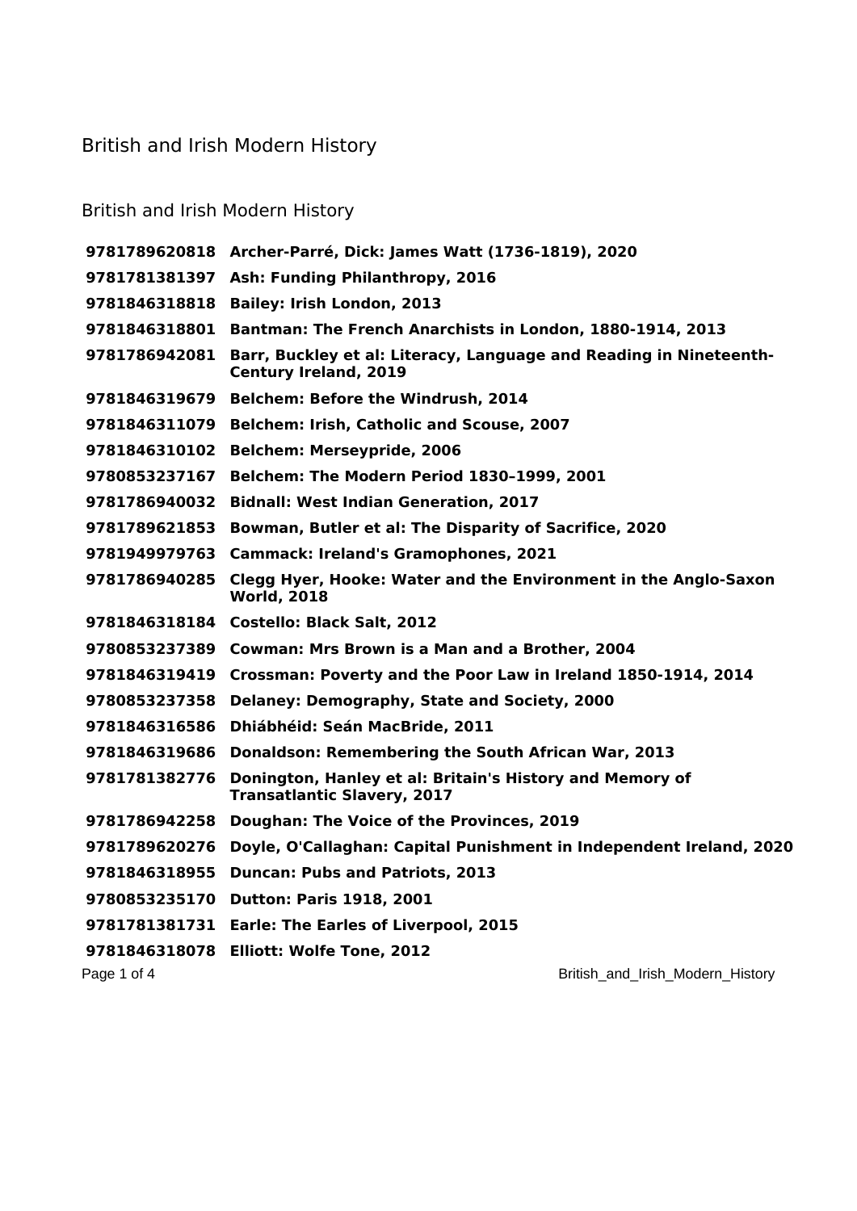# British and Irish Modern History

## British and Irish Modern History

| | |
|---|---|
| **9781789620818** | **Archer-Parré, Dick: James Watt (1736-1819), 2020** |
| **9781781381397** | **Ash: Funding Philanthropy, 2016** |
| **9781846318818** | **Bailey: Irish London, 2013** |
| **9781846318801** | **Bantman: The French Anarchists in London, 1880-1914, 2013** |
| **9781786942081** | **Barr, Buckley et al: Literacy, Language and Reading in Nineteenth-Century Ireland, 2019** |
| **9781846319679** | **Belchem: Before the Windrush, 2014** |
| **9781846311079** | **Belchem: Irish, Catholic and Scouse, 2007** |
| **9781846310102** | **Belchem: Merseypride, 2006** |
| **9780853237167** | **Belchem: The Modern Period 1830–1999, 2001** |
| **9781786940032** | **Bidnall: West Indian Generation, 2017** |
| **9781789621853** | **Bowman, Butler et al: The Disparity of Sacrifice, 2020** |
| **9781949979763** | **Cammack: Ireland's Gramophones, 2021** |
| **9781786940285** | **Clegg Hyer, Hooke: Water and the Environment in the Anglo-Saxon World, 2018** |
| **9781846318184** | **Costello: Black Salt, 2012** |
| **9780853237389** | **Cowman: Mrs Brown is a Man and a Brother, 2004** |
| **9781846319419** | **Crossman: Poverty and the Poor Law in Ireland 1850-1914, 2014** |
| **9780853237358** | **Delaney: Demography, State and Society, 2000** |
| **9781846316586** | **Dhiábhéid: Seán MacBride, 2011** |
| **9781846319686** | **Donaldson: Remembering the South African War, 2013** |
| **9781781382776** | **Donington, Hanley et al: Britain's History and Memory of Transatlantic Slavery, 2017** |
| **9781786942258** | **Doughan: The Voice of the Provinces, 2019** |
| **9781789620276** | **Doyle, O'Callaghan: Capital Punishment in Independent Ireland, 2020** |
| **9781846318955** | **Duncan: Pubs and Patriots, 2013** |
| **9780853235170** | **Dutton: Paris 1918, 2001** |
| **9781781381731** | **Earle: The Earles of Liverpool, 2015** |
| **9781846318078** | **Elliott: Wolfe Tone, 2012** |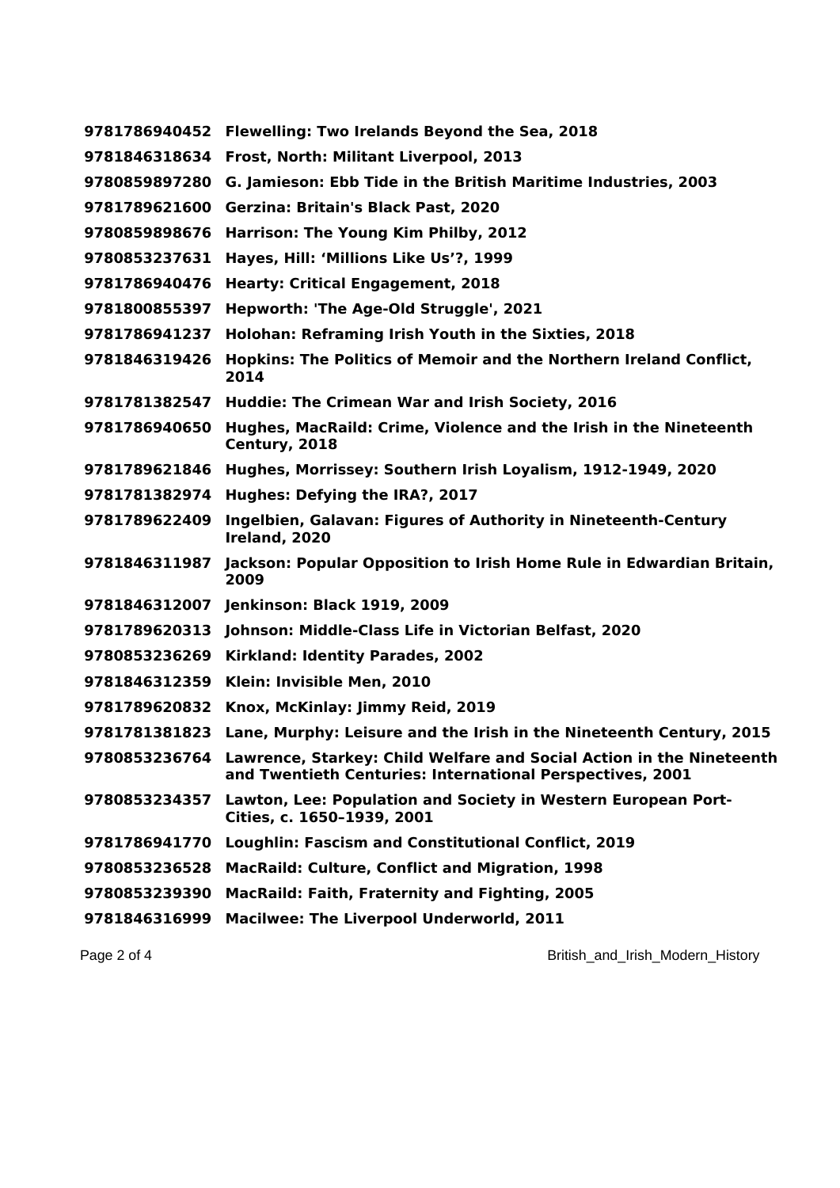**9781786940452 Flewelling: Two Irelands Beyond the Sea, 2018**

**9781846318634 Frost, North: Militant Liverpool, 2013**

**9780859897280 G. Jamieson: Ebb Tide in the British Maritime Industries, 2003**

**9781789621600 Gerzina: Britain's Black Past, 2020**

**9780859898676 Harrison: The Young Kim Philby, 2012**

**9780853237631 Hayes, Hill: 'Millions Like Us'?, 1999**

**9781786940476 Hearty: Critical Engagement, 2018**

**9781800855397 Hepworth: 'The Age-Old Struggle', 2021**

**9781786941237 Holohan: Reframing Irish Youth in the Sixties, 2018**

**9781846319426 Hopkins: The Politics of Memoir and the Northern Ireland Conflict, 2014**

**9781781382547 Huddie: The Crimean War and Irish Society, 2016**

**9781786940650 Hughes, MacRaild: Crime, Violence and the Irish in the Nineteenth Century, 2018**

**9781789621846 Hughes, Morrissey: Southern Irish Loyalism, 1912-1949, 2020**

**9781781382974 Hughes: Defying the IRA?, 2017**

**9781789622409 Ingelbien, Galavan: Figures of Authority in Nineteenth-Century Ireland, 2020**

**9781846311987 Jackson: Popular Opposition to Irish Home Rule in Edwardian Britain, 2009**

**9781846312007 Jenkinson: Black 1919, 2009**

**9781789620313 Johnson: Middle-Class Life in Victorian Belfast, 2020**

**9780853236269 Kirkland: Identity Parades, 2002**

**9781846312359 Klein: Invisible Men, 2010**

**9781789620832 Knox, McKinlay: Jimmy Reid, 2019**

**9781781381823 Lane, Murphy: Leisure and the Irish in the Nineteenth Century, 2015**

**9780853236764 Lawrence, Starkey: Child Welfare and Social Action in the Nineteenth and Twentieth Centuries: International Perspectives, 2001**

**9780853234357 Lawton, Lee: Population and Society in Western European Port-Cities, c. 1650–1939, 2001**

**9781786941770 Loughlin: Fascism and Constitutional Conflict, 2019**

**9780853236528 MacRaild: Culture, Conflict and Migration, 1998**

**9780853239390 MacRaild: Faith, Fraternity and Fighting, 2005**

**9781846316999 Macilwee: The Liverpool Underworld, 2011**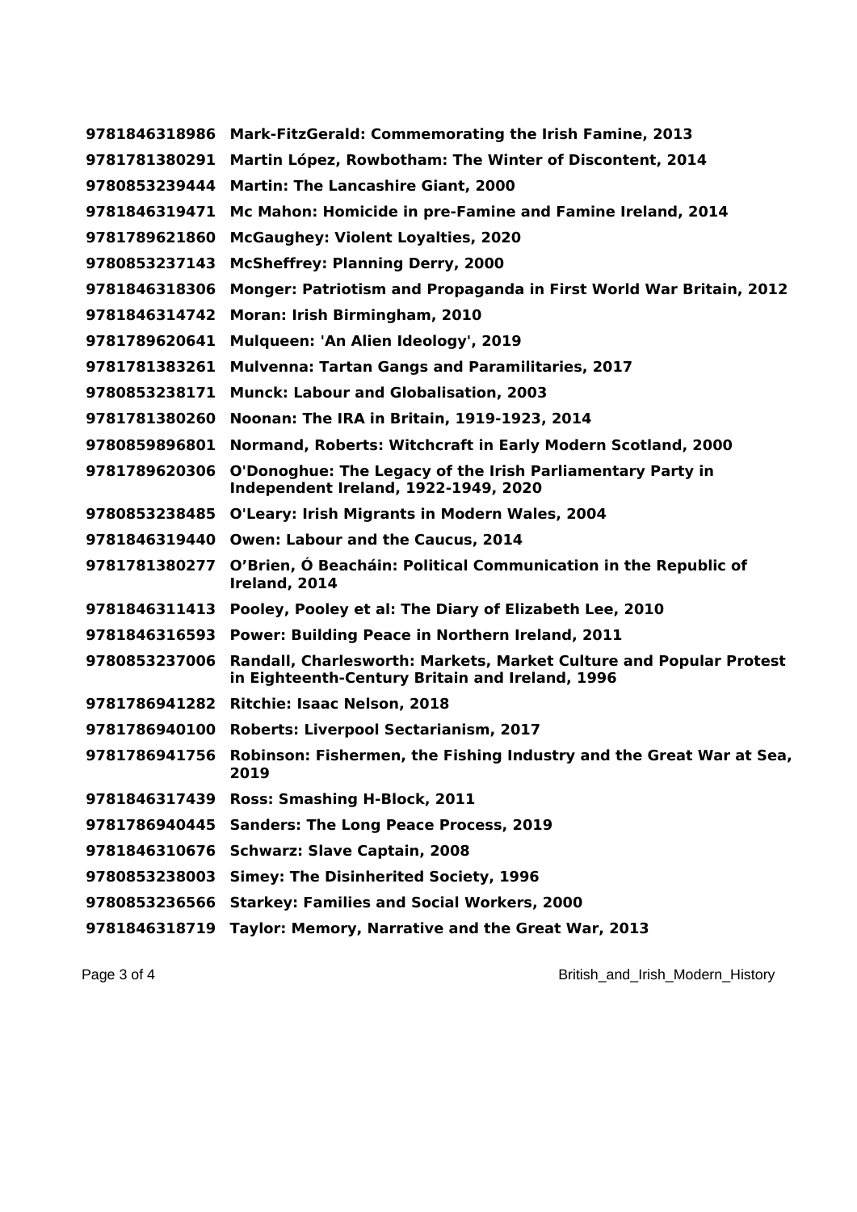| | |
|---|---|
| **9781846318986** | **Mark-FitzGerald: Commemorating the Irish Famine, 2013** |
| **9781781380291** | **Martin López, Rowbotham: The Winter of Discontent, 2014** |
| **9780853239444** | **Martin: The Lancashire Giant, 2000** |
| **9781846319471** | **Mc Mahon: Homicide in pre-Famine and Famine Ireland, 2014** |
| **9781789621860** | **McGaughey: Violent Loyalties, 2020** |
| **9780853237143** | **McSheffrey: Planning Derry, 2000** |
| **9781846318306** | **Monger: Patriotism and Propaganda in First World War Britain, 2012** |
| **9781846314742** | **Moran: Irish Birmingham, 2010** |
| **9781789620641** | **Mulqueen: 'An Alien Ideology', 2019** |
| **9781781383261** | **Mulvenna: Tartan Gangs and Paramilitaries, 2017** |
| **9780853238171** | **Munck: Labour and Globalisation, 2003** |
| **9781781380260** | **Noonan: The IRA in Britain, 1919-1923, 2014** |
| **9780859896801** | **Normand, Roberts: Witchcraft in Early Modern Scotland, 2000** |
| **9781789620306** | **O'Donoghue: The Legacy of the Irish Parliamentary Party in Independent Ireland, 1922-1949, 2020** |
| **9780853238485** | **O'Leary: Irish Migrants in Modern Wales, 2004** |
| **9781846319440** | **Owen: Labour and the Caucus, 2014** |
| **9781781380277** | **O'Brien, Ó Beacháin: Political Communication in the Republic of Ireland, 2014** |
| **9781846311413** | **Pooley, Pooley et al: The Diary of Elizabeth Lee, 2010** |
| **9781846316593** | **Power: Building Peace in Northern Ireland, 2011** |
| **9780853237006** | **Randall, Charlesworth: Markets, Market Culture and Popular Protest in Eighteenth-Century Britain and Ireland, 1996** |
| **9781786941282** | **Ritchie: Isaac Nelson, 2018** |
| **9781786940100** | **Roberts: Liverpool Sectarianism, 2017** |
| **9781786941756** | **Robinson: Fishermen, the Fishing Industry and the Great War at Sea, 2019** |
| **9781846317439** | **Ross: Smashing H-Block, 2011** |
| **9781786940445** | **Sanders: The Long Peace Process, 2019** |
| **9781846310676** | **Schwarz: Slave Captain, 2008** |
| **9780853238003** | **Simey: The Disinherited Society, 1996** |
| **9780853236566** | **Starkey: Families and Social Workers, 2000** |
| **9781846318719** | **Taylor: Memory, Narrative and the Great War, 2013** |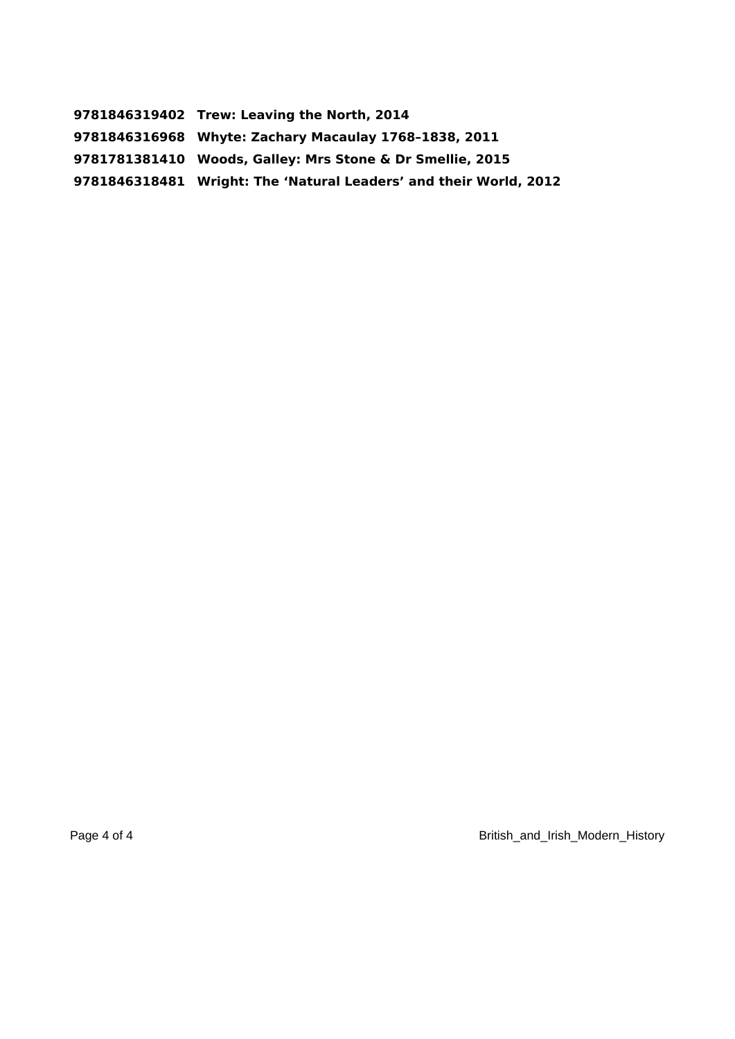**9781846319402 Trew: Leaving the North, 2014**

**9781846316968 Whyte: Zachary Macaulay 1768–1838, 2011**

**9781781381410 Woods, Galley: Mrs Stone & Dr Smellie, 2015**

**9781846318481 Wright: The ‘Natural Leaders’ and their World, 2012**